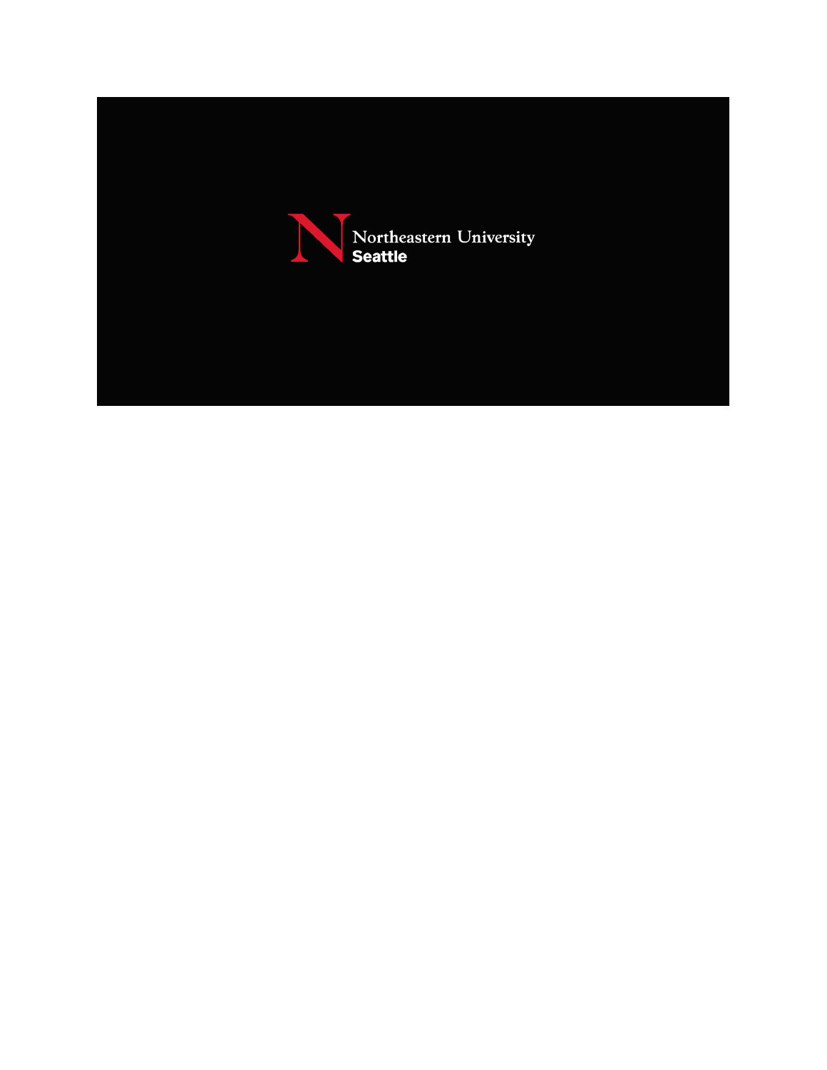Northeastern University
Seattle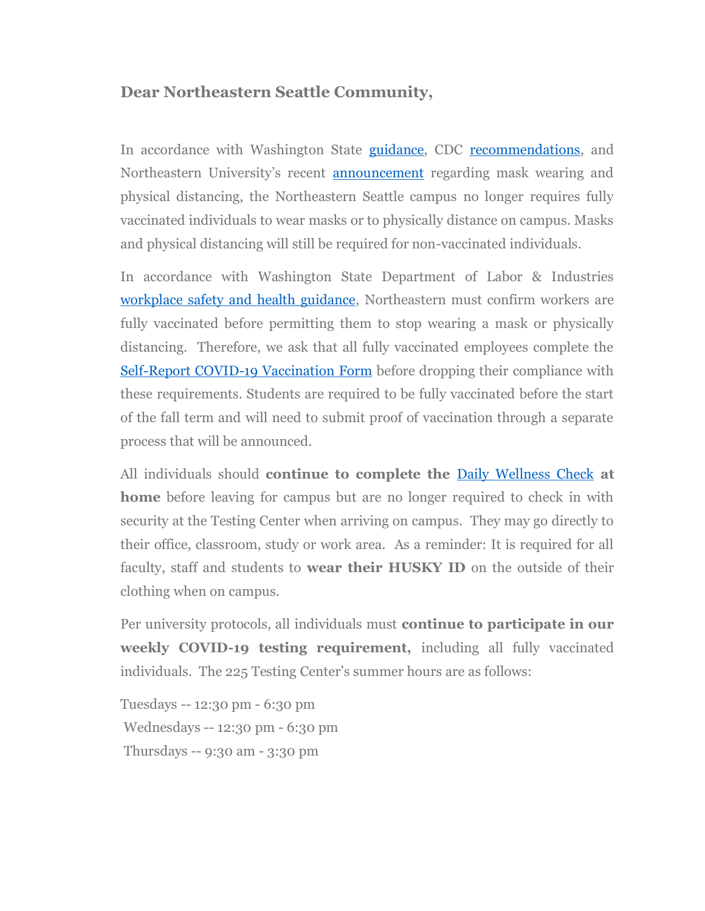**Dear Northeastern Seattle Community,**

In accordance with Washington State guidance, CDC recommendations, and Northeastern University's recent announcement regarding mask wearing and physical distancing, the Northeastern Seattle campus no longer requires fully vaccinated individuals to wear masks or to physically distance on campus. Masks and physical distancing will still be required for non-vaccinated individuals.

In accordance with Washington State Department of Labor & Industries workplace safety and health guidance, Northeastern must confirm workers are fully vaccinated before permitting them to stop wearing a mask or physically distancing. Therefore, we ask that all fully vaccinated employees complete the Self-Report COVID-19 Vaccination Form before dropping their compliance with these requirements. Students are required to be fully vaccinated before the start of the fall term and will need to submit proof of vaccination through a separate process that will be announced.

All individuals should **continue to complete the** Daily Wellness Check **at home** before leaving for campus but are no longer required to check in with security at the Testing Center when arriving on campus. They may go directly to their office, classroom, study or work area. As a reminder: It is required for all faculty, staff and students to **wear their HUSKY ID** on the outside of their clothing when on campus.

Per university protocols, all individuals must **continue to participate in our weekly COVID-19 testing requirement,** including all fully vaccinated individuals. The 225 Testing Center's summer hours are as follows:

Tuesdays -- 12:30 pm - 6:30 pm
Wednesdays -- 12:30 pm - 6:30 pm
Thursdays -- 9:30 am - 3:30 pm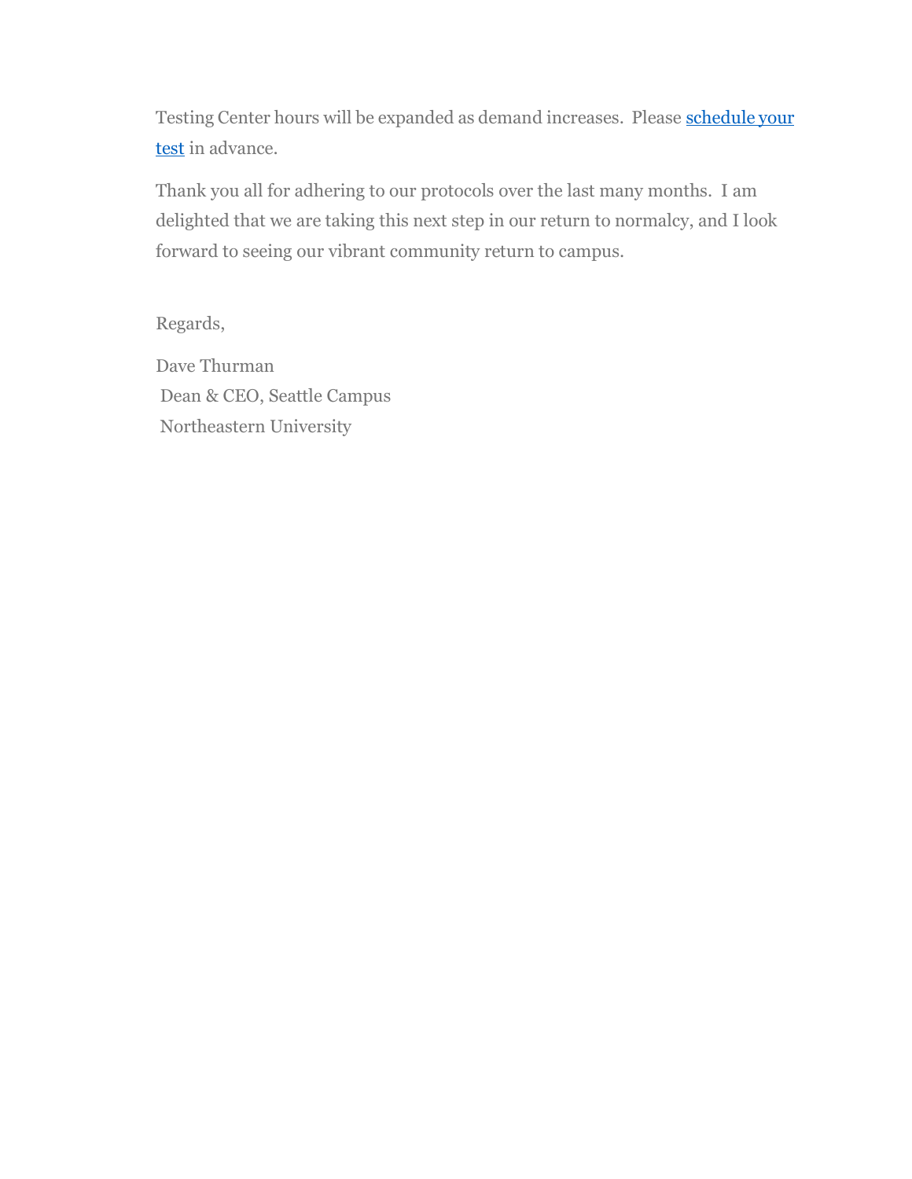Testing Center hours will be expanded as demand increases. Please [schedule your test] in advance.

Thank you all for adhering to our protocols over the last many months. I am delighted that we are taking this next step in our return to normalcy, and I look forward to seeing our vibrant community return to campus.

Regards,

Dave Thurman  
Dean & CEO, Seattle Campus  
Northeastern University